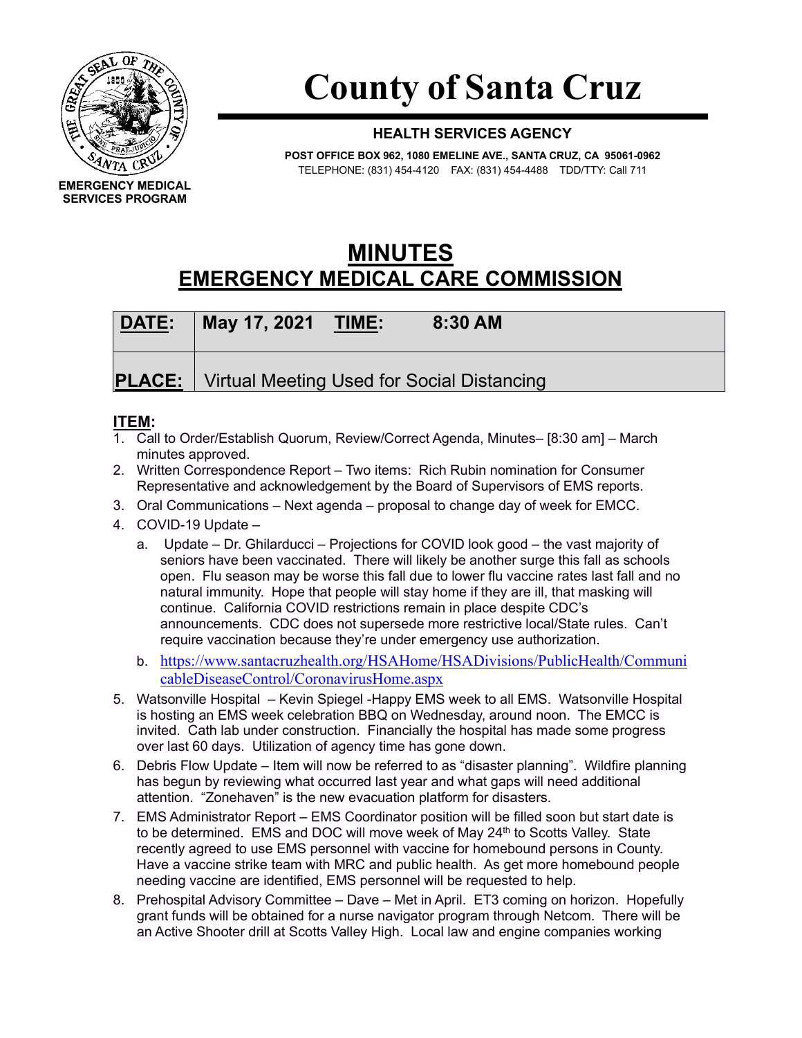# County of Santa Cruz

**EMERGENCY MEDICAL SERVICES PROGRAM**

**HEALTH SERVICES AGENCY**

**POST OFFICE BOX 962, 1080 EMELINE AVE., SANTA CRUZ, CA 95061-0962**
TELEPHONE: (831) 454-4120 FAX: (831) 454-4488 TDD/TTY: Call 711

## MINUTES
## EMERGENCY MEDICAL CARE COMMISSION

| **DATE:** | **May 17, 2021 TIME: 8:30 AM** |
|---|---|
| **PLACE:** | Virtual Meeting Used for Social Distancing |

**ITEM:**

1. Call to Order/Establish Quorum, Review/Correct Agenda, Minutes– [8:30 am] – March minutes approved.
2. Written Correspondence Report – Two items: Rich Rubin nomination for Consumer Representative and acknowledgement by the Board of Supervisors of EMS reports.
3. Oral Communications – Next agenda – proposal to change day of week for EMCC.
4. COVID-19 Update –
   a. Update – Dr. Ghilarducci – Projections for COVID look good – the vast majority of seniors have been vaccinated. There will likely be another surge this fall as schools open. Flu season may be worse this fall due to lower flu vaccine rates last fall and no natural immunity. Hope that people will stay home if they are ill, that masking will continue. California COVID restrictions remain in place despite CDC's announcements. CDC does not supersede more restrictive local/State rules. Can't require vaccination because they're under emergency use authorization.
   b. https://www.santacruzhealth.org/HSAHome/HSADivisions/PublicHealth/CommunicableDiseaseControl/CoronavirusHome.aspx
5. Watsonville Hospital – Kevin Spiegel -Happy EMS week to all EMS. Watsonville Hospital is hosting an EMS week celebration BBQ on Wednesday, around noon. The EMCC is invited. Cath lab under construction. Financially the hospital has made some progress over last 60 days. Utilization of agency time has gone down.
6. Debris Flow Update – Item will now be referred to as "disaster planning". Wildfire planning has begun by reviewing what occurred last year and what gaps will need additional attention. "Zonehaven" is the new evacuation platform for disasters.
7. EMS Administrator Report – EMS Coordinator position will be filled soon but start date is to be determined. EMS and DOC will move week of May 24th to Scotts Valley. State recently agreed to use EMS personnel with vaccine for homebound persons in County. Have a vaccine strike team with MRC and public health. As get more homebound people needing vaccine are identified, EMS personnel will be requested to help.
8. Prehospital Advisory Committee – Dave – Met in April. ET3 coming on horizon. Hopefully grant funds will be obtained for a nurse navigator program through Netcom. There will be an Active Shooter drill at Scotts Valley High. Local law and engine companies working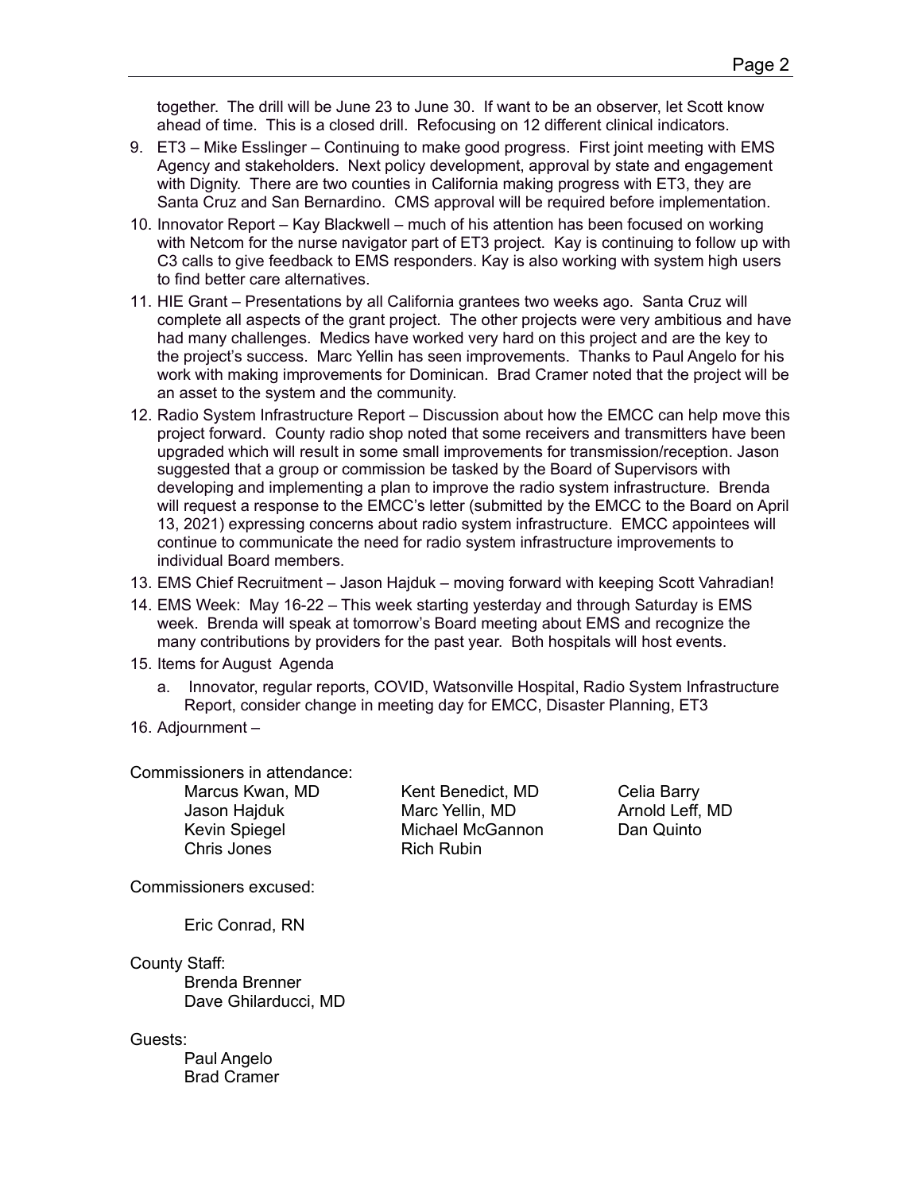together. The drill will be June 23 to June 30. If want to be an observer, let Scott know ahead of time. This is a closed drill. Refocusing on 12 different clinical indicators.

9. ET3 – Mike Esslinger – Continuing to make good progress. First joint meeting with EMS Agency and stakeholders. Next policy development, approval by state and engagement with Dignity. There are two counties in California making progress with ET3, they are Santa Cruz and San Bernardino. CMS approval will be required before implementation.
10. Innovator Report – Kay Blackwell – much of his attention has been focused on working with Netcom for the nurse navigator part of ET3 project. Kay is continuing to follow up with C3 calls to give feedback to EMS responders. Kay is also working with system high users to find better care alternatives.
11. HIE Grant – Presentations by all California grantees two weeks ago. Santa Cruz will complete all aspects of the grant project. The other projects were very ambitious and have had many challenges. Medics have worked very hard on this project and are the key to the project's success. Marc Yellin has seen improvements. Thanks to Paul Angelo for his work with making improvements for Dominican. Brad Cramer noted that the project will be an asset to the system and the community.
12. Radio System Infrastructure Report – Discussion about how the EMCC can help move this project forward. County radio shop noted that some receivers and transmitters have been upgraded which will result in some small improvements for transmission/reception. Jason suggested that a group or commission be tasked by the Board of Supervisors with developing and implementing a plan to improve the radio system infrastructure. Brenda will request a response to the EMCC's letter (submitted by the EMCC to the Board on April 13, 2021) expressing concerns about radio system infrastructure. EMCC appointees will continue to communicate the need for radio system infrastructure improvements to individual Board members.
13. EMS Chief Recruitment – Jason Hajduk – moving forward with keeping Scott Vahradian!
14. EMS Week: May 16-22 – This week starting yesterday and through Saturday is EMS week. Brenda will speak at tomorrow's Board meeting about EMS and recognize the many contributions by providers for the past year. Both hospitals will host events.
15. Items for August Agenda
    a. Innovator, regular reports, COVID, Watsonville Hospital, Radio System Infrastructure Report, consider change in meeting day for EMCC, Disaster Planning, ET3
16. Adjournment –

Commissioners in attendance:

Marcus Kwan, MD
Jason Hajduk
Kevin Spiegel
Chris Jones
Kent Benedict, MD
Marc Yellin, MD
Michael McGannon
Rich Rubin
Celia Barry
Arnold Leff, MD
Dan Quinto

Commissioners excused:

Eric Conrad, RN

County Staff:

Brenda Brenner
Dave Ghilarducci, MD

Guests:

Paul Angelo
Brad Cramer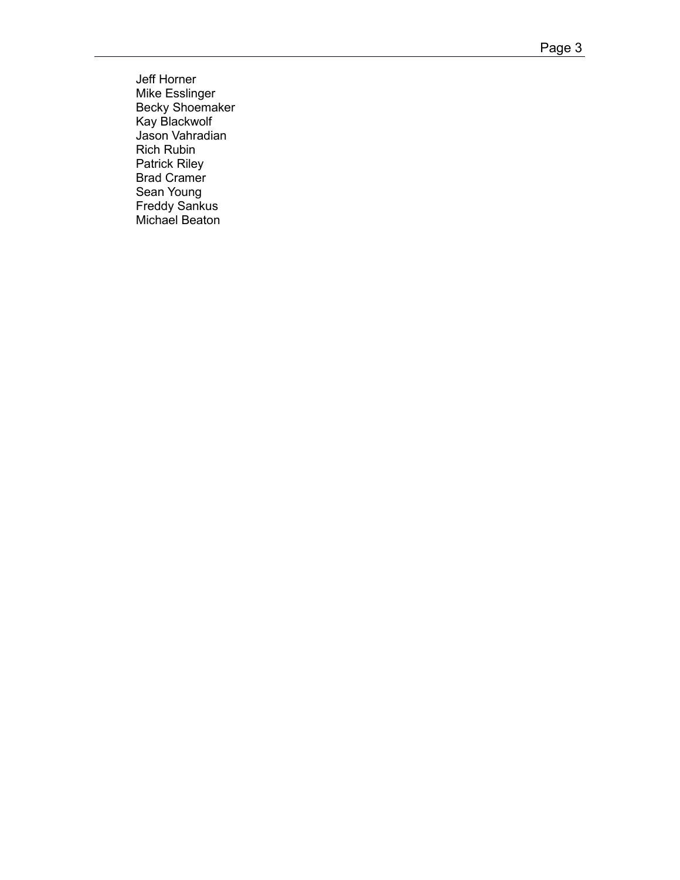Jeff Horner
Mike Esslinger
Becky Shoemaker
Kay Blackwolf
Jason Vahradian
Rich Rubin
Patrick Riley
Brad Cramer
Sean Young
Freddy Sankus
Michael Beaton